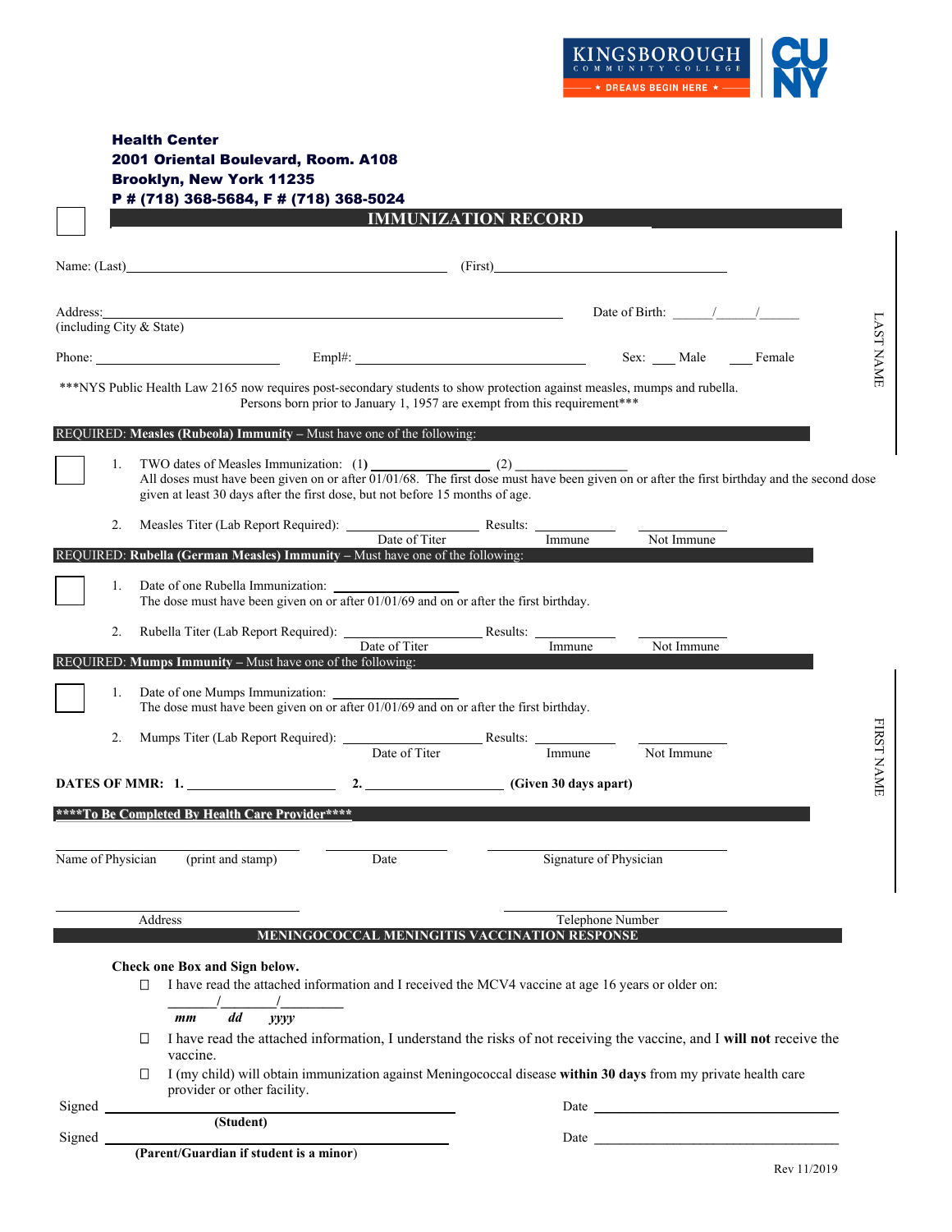KINGSBOROUGH COMMUNITY COLLEGE ★ DREAMS BEGIN HERE ★ CUNY

**Health Center**
**2001 Oriental Boulevard, Room. A108**
**Brooklyn, New York 11235**
**P # (718) 368-5684, F # (718) 368-5024**

# IMMUNIZATION RECORD

Name: (Last)________________________________ (First)________________________________

Address:____________________________________________________ Date of Birth: _____/_____/_____
(including City & State)

Phone: ______________________ Empl#: ______________________ Sex: ___ Male ___ Female

LAST NAME

FIRST NAME

***NYS Public Health Law 2165 now requires post-secondary students to show protection against measles, mumps and rubella. Persons born prior to January 1, 1957 are exempt from this requirement***

## REQUIRED: **Measles (Rubeola) Immunity** – Must have one of the following:

☐ 1. TWO dates of Measles Immunization: (1) ______________ (2) ______________
All doses must have been given on or after 01/01/68. The first dose must have been given on or after the first birthday and the second dose given at least 30 days after the first dose, but not before 15 months of age.

2. Measles Titer (Lab Report Required): ______________ Results: ______________ ______________
Date of Titer — Immune — Not Immune

## REQUIRED: **Rubella (German Measles) Immunity** – Must have one of the following:

☐ 1. Date of one Rubella Immunization: ______________
The dose must have been given on or after 01/01/69 and on or after the first birthday.

2. Rubella Titer (Lab Report Required): ______________ Results: ______________ ______________
Date of Titer — Immune — Not Immune

## REQUIRED: **Mumps Immunity** – Must have one of the following:

☐ 1. Date of one Mumps Immunization: ______________
The dose must have been given on or after 01/01/69 and on or after the first birthday.

2. Mumps Titer (Lab Report Required): ______________ Results: ______________ ______________
Date of Titer — Immune — Not Immune

**DATES OF MMR: 1.** ______________ **2.** ______________ **(Given 30 days apart)**

## ****To Be Completed By Health Care Provider****

______________________ ______________ ______________________
Name of Physician (print and stamp) — Date — Signature of Physician

______________________ ______________________
Address — Telephone Number

## MENINGOCOCCAL MENINGITIS VACCINATION RESPONSE

**Check one Box and Sign below.**

- ☐ I have read the attached information and I received the MCV4 vaccine at age 16 years or older on:
  _____/_____/______
  *mm dd yyyy*
- ☐ I have read the attached information, I understand the risks of not receiving the vaccine, and I **will not** receive the vaccine.
- ☐ I (my child) will obtain immunization against Meningococcal disease **within 30 days** from my private health care provider or other facility.

Signed ________________________________ Date ________________________
**(Student)**

Signed ________________________________ Date ________________________
**(Parent/Guardian if student is a minor)**

Rev 11/2019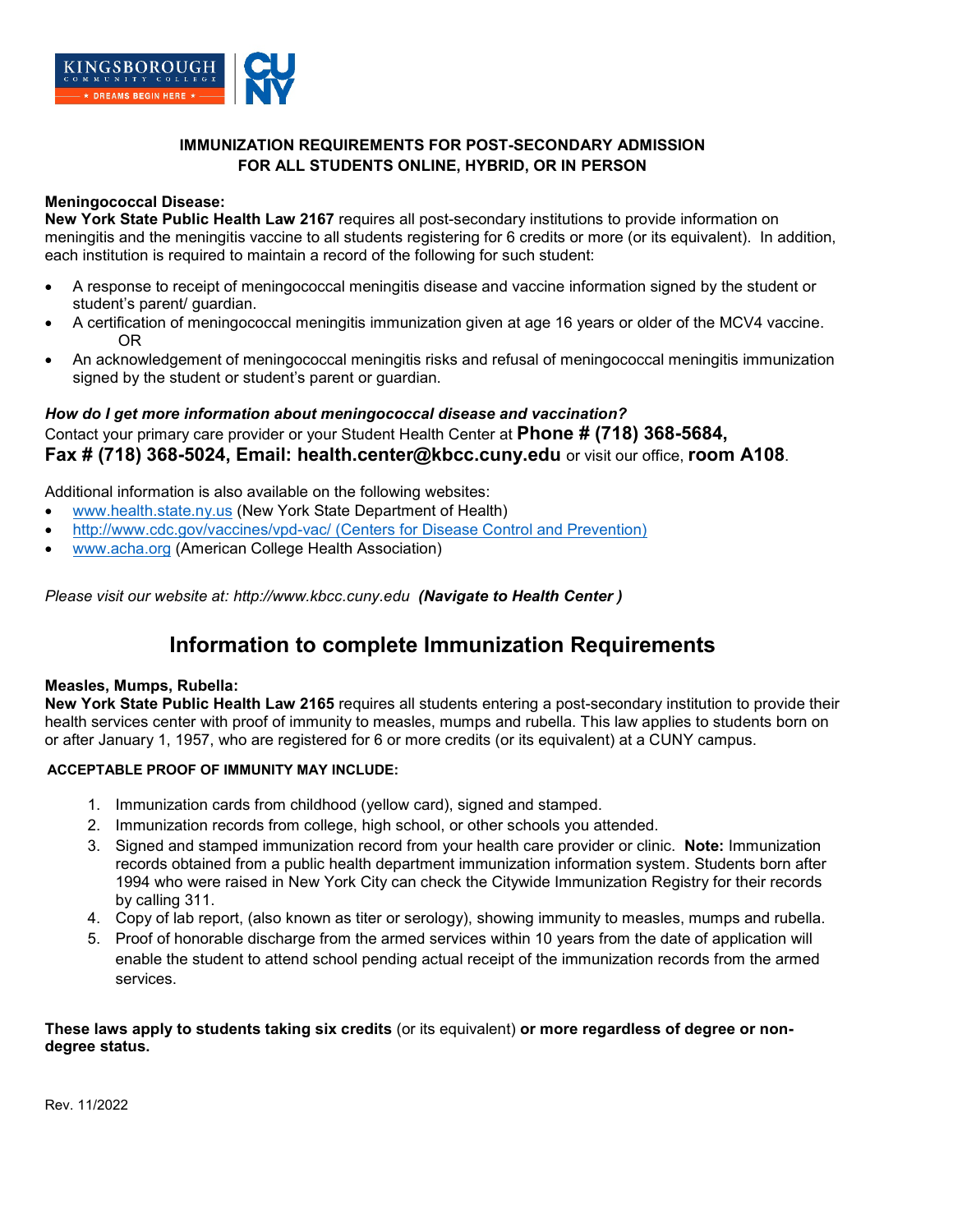## IMMUNIZATION REQUIREMENTS FOR POST-SECONDARY ADMISSION FOR ALL STUDENTS ONLINE, HYBRID, OR IN PERSON

**Meningococcal Disease:**
**New York State Public Health Law 2167** requires all post-secondary institutions to provide information on meningitis and the meningitis vaccine to all students registering for 6 credits or more (or its equivalent). In addition, each institution is required to maintain a record of the following for such student:

- A response to receipt of meningococcal meningitis disease and vaccine information signed by the student or student's parent/ guardian.
- A certification of meningococcal meningitis immunization given at age 16 years or older of the MCV4 vaccine.
  OR
- An acknowledgement of meningococcal meningitis risks and refusal of meningococcal meningitis immunization signed by the student or student's parent or guardian.

***How do I get more information about meningococcal disease and vaccination?***
Contact your primary care provider or your Student Health Center at **Phone # (718) 368-5684, Fax # (718) 368-5024, Email: health.center@kbcc.cuny.edu** or visit our office, **room A108**.

Additional information is also available on the following websites:

- www.health.state.ny.us (New York State Department of Health)
- http://www.cdc.gov/vaccines/vpd-vac/ (Centers for Disease Control and Prevention)
- www.acha.org (American College Health Association)

*Please visit our website at: http://www.kbcc.cuny.edu* ***(Navigate to Health Center )***

## Information to complete Immunization Requirements

**Measles, Mumps, Rubella:**
**New York State Public Health Law 2165** requires all students entering a post-secondary institution to provide their health services center with proof of immunity to measles, mumps and rubella. This law applies to students born on or after January 1, 1957, who are registered for 6 or more credits (or its equivalent) at a CUNY campus.

**ACCEPTABLE PROOF OF IMMUNITY MAY INCLUDE:**

1. Immunization cards from childhood (yellow card), signed and stamped.
2. Immunization records from college, high school, or other schools you attended.
3. Signed and stamped immunization record from your health care provider or clinic. **Note:** Immunization records obtained from a public health department immunization information system. Students born after 1994 who were raised in New York City can check the Citywide Immunization Registry for their records by calling 311.
4. Copy of lab report, (also known as titer or serology), showing immunity to measles, mumps and rubella.
5. Proof of honorable discharge from the armed services within 10 years from the date of application will enable the student to attend school pending actual receipt of the immunization records from the armed services.

**These laws apply to students taking six credits** (or its equivalent) **or more regardless of degree or non-degree status.**

Rev. 11/2022